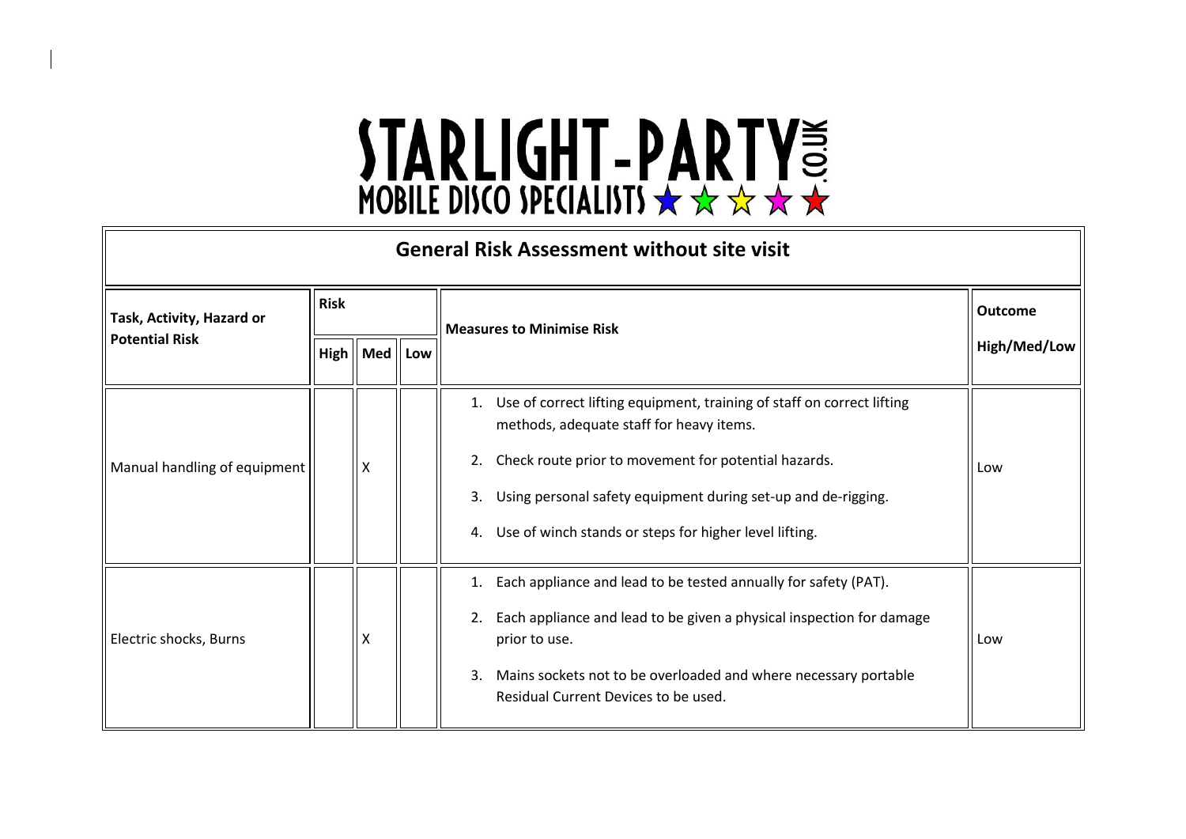# STARLIGHT-PARTY.CO.UK

**MOBILE DISCO SPECIALISTS ★★★★★**

## General Risk Assessment without site visit

| Task, Activity, Hazard or Potential Risk | Risk | | | Measures to Minimise Risk | Outcome |
|---|---|---|---|---|---|
| | High | Med | Low | | High/Med/Low |
| Manual handling of equipment | | X | | 1. Use of correct lifting equipment, training of staff on correct lifting methods, adequate staff for heavy items.<br>2. Check route prior to movement for potential hazards.<br>3. Using personal safety equipment during set-up and de-rigging.<br>4. Use of winch stands or steps for higher level lifting. | Low |
| Electric shocks, Burns | | X | | 1. Each appliance and lead to be tested annually for safety (PAT).<br>2. Each appliance and lead to be given a physical inspection for damage prior to use.<br>3. Mains sockets not to be overloaded and where necessary portable Residual Current Devices to be used. | Low |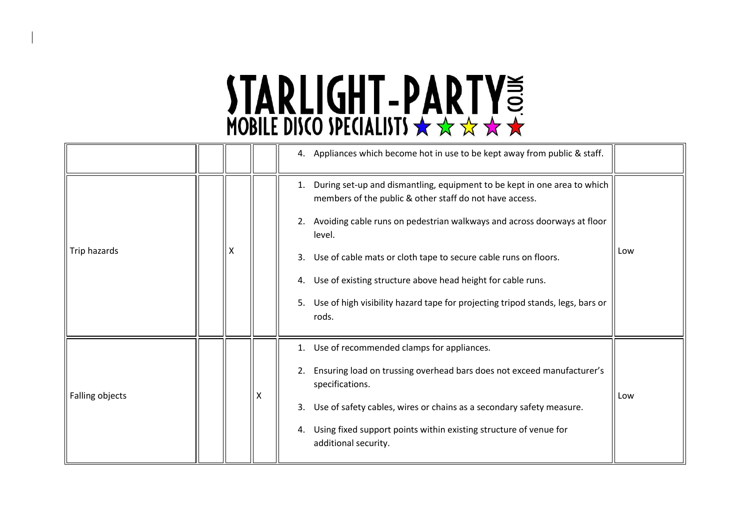| | | | | | |
|---|---|---|---|---|---|
| | | | | 4. Appliances which become hot in use to be kept away from public & staff. | |
| Trip hazards | | X | | 1. During set-up and dismantling, equipment to be kept in one area to which members of the public & other staff do not have access.<br>2. Avoiding cable runs on pedestrian walkways and across doorways at floor level.<br>3. Use of cable mats or cloth tape to secure cable runs on floors.<br>4. Use of existing structure above head height for cable runs.<br>5. Use of high visibility hazard tape for projecting tripod stands, legs, bars or rods. | Low |
| Falling objects | | | X | 1. Use of recommended clamps for appliances.<br>2. Ensuring load on trussing overhead bars does not exceed manufacturer's specifications.<br>3. Use of safety cables, wires or chains as a secondary safety measure.<br>4. Using fixed support points within existing structure of venue for additional security. | Low |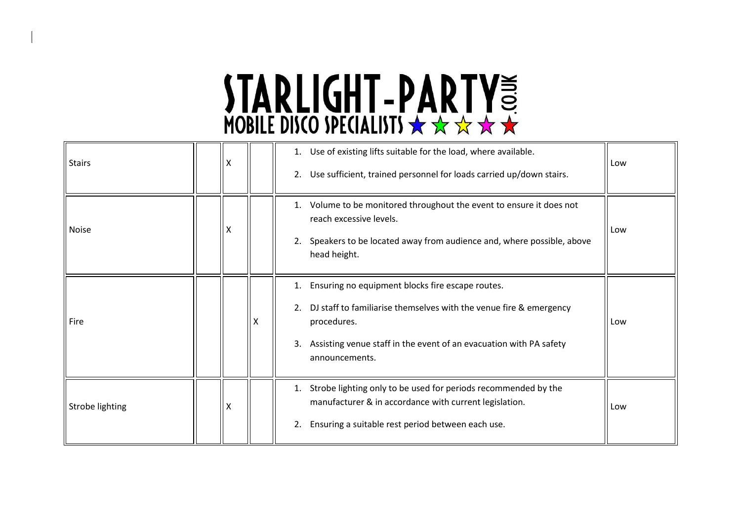| | | | | | |
|---|---|---|---|---|---|
| Stairs | | X | | 1. Use of existing lifts suitable for the load, where available.<br>2. Use sufficient, trained personnel for loads carried up/down stairs. | Low |
| Noise | | X | | 1. Volume to be monitored throughout the event to ensure it does not reach excessive levels.<br>2. Speakers to be located away from audience and, where possible, above head height. | Low |
| Fire | | | X | 1. Ensuring no equipment blocks fire escape routes.<br>2. DJ staff to familiarise themselves with the venue fire & emergency procedures.<br>3. Assisting venue staff in the event of an evacuation with PA safety announcements. | Low |
| Strobe lighting | | X | | 1. Strobe lighting only to be used for periods recommended by the manufacturer & in accordance with current legislation.<br>2. Ensuring a suitable rest period between each use. | Low |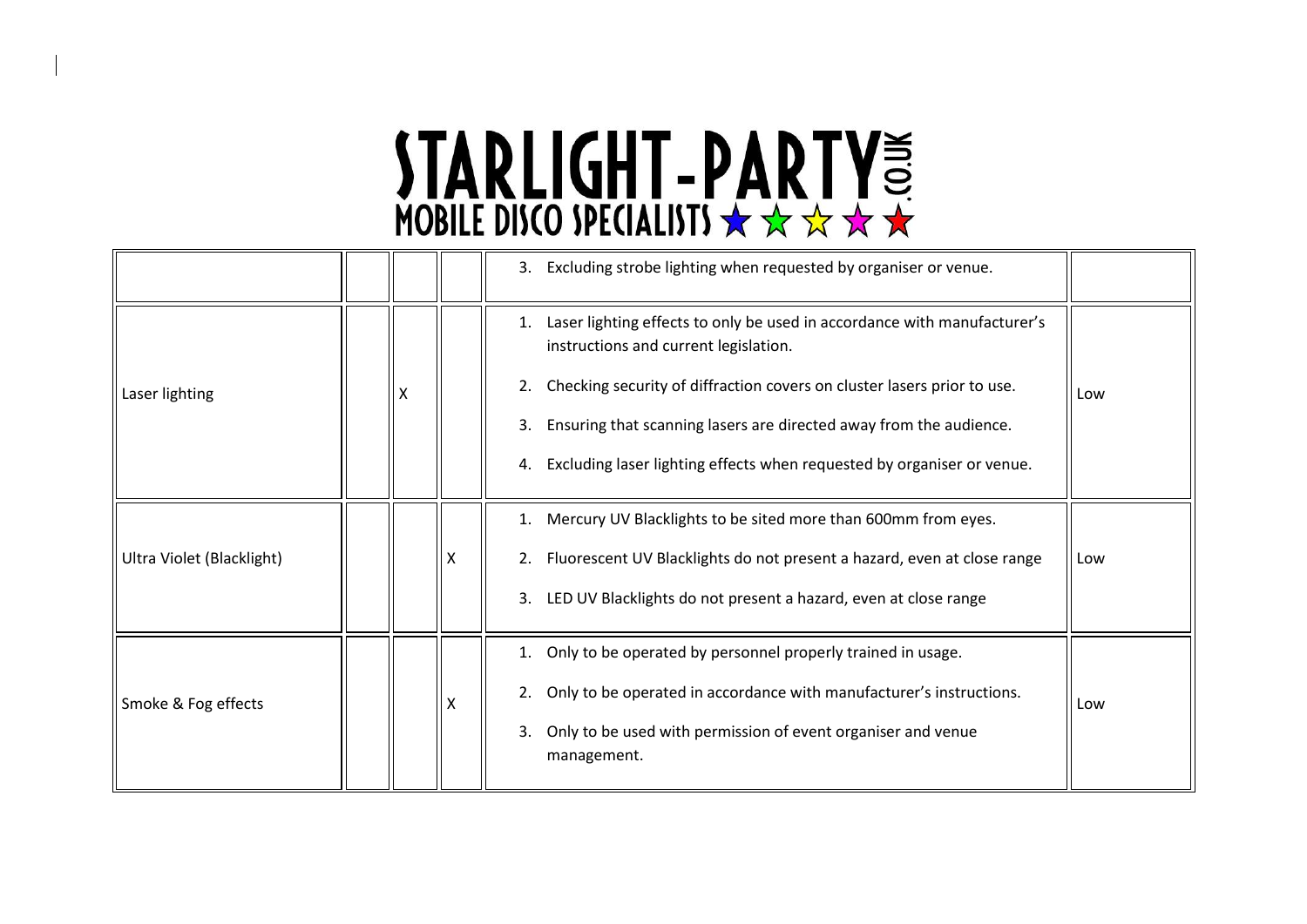# STARLIGHT-PARTY.CO.UK
## MOBILE DISCO SPECIALISTS ★★★★★

| | | | | | |
|---|---|---|---|---|---|
| | | | | 3. Excluding strobe lighting when requested by organiser or venue. | |
| Laser lighting | | X | | 1. Laser lighting effects to only be used in accordance with manufacturer's instructions and current legislation.<br>2. Checking security of diffraction covers on cluster lasers prior to use.<br>3. Ensuring that scanning lasers are directed away from the audience.<br>4. Excluding laser lighting effects when requested by organiser or venue. | Low |
| Ultra Violet (Blacklight) | | | X | 1. Mercury UV Blacklights to be sited more than 600mm from eyes.<br>2. Fluorescent UV Blacklights do not present a hazard, even at close range<br>3. LED UV Blacklights do not present a hazard, even at close range | Low |
| Smoke & Fog effects | | | X | 1. Only to be operated by personnel properly trained in usage.<br>2. Only to be operated in accordance with manufacturer's instructions.<br>3. Only to be used with permission of event organiser and venue management. | Low |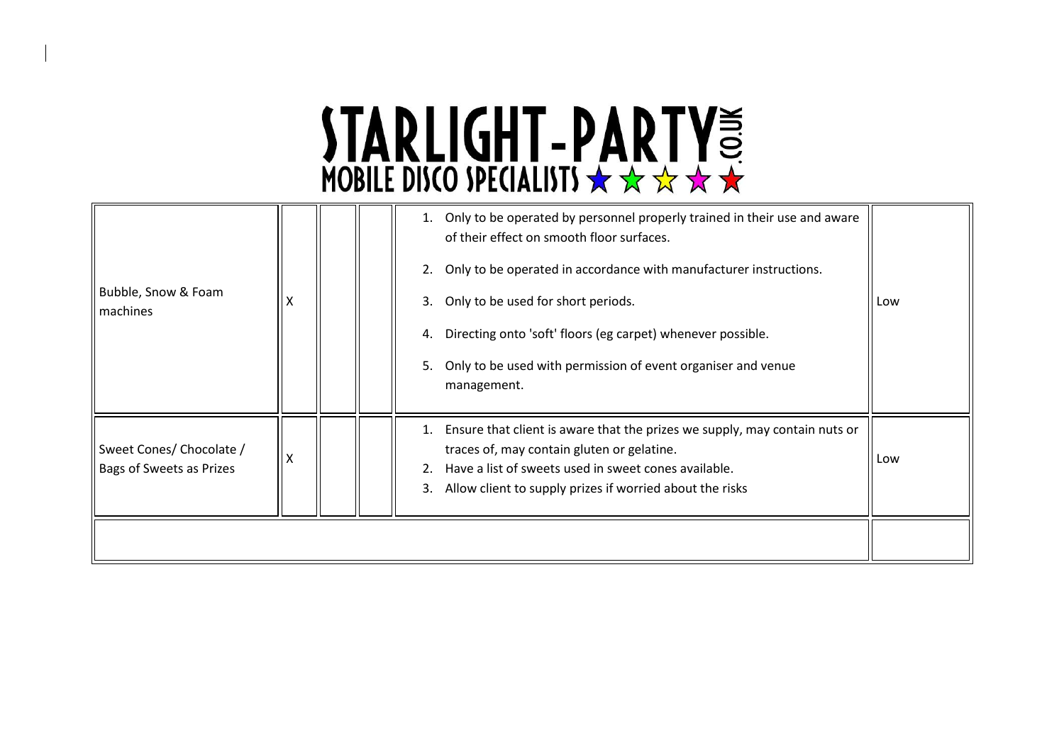# STARLIGHT-PARTY.CO.UK

MOBILE DISCO SPECIALISTS ★★★★★

| | | | | | |
|---|---|---|---|---|---|
| Bubble, Snow & Foam machines | X | | | 1. Only to be operated by personnel properly trained in their use and aware of their effect on smooth floor surfaces.<br>2. Only to be operated in accordance with manufacturer instructions.<br>3. Only to be used for short periods.<br>4. Directing onto 'soft' floors (eg carpet) whenever possible.<br>5. Only to be used with permission of event organiser and venue management. | Low |
| Sweet Cones/ Chocolate / Bags of Sweets as Prizes | X | | | 1. Ensure that client is aware that the prizes we supply, may contain nuts or traces of, may contain gluten or gelatine.<br>2. Have a list of sweets used in sweet cones available.<br>3. Allow client to supply prizes if worried about the risks | Low |
| | | | | | |